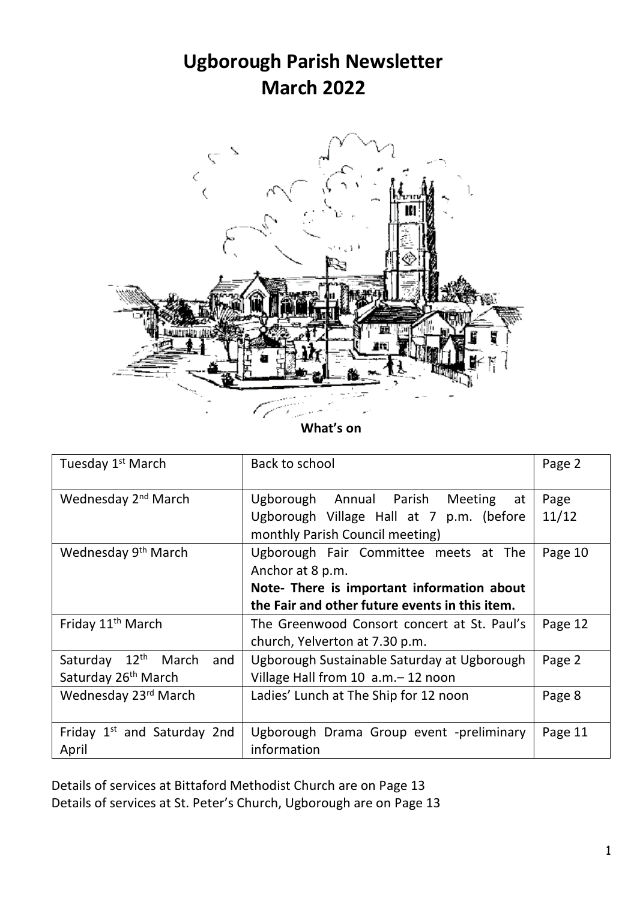# Ugborough Parish Newsletter
# March 2022

**What's on**

| | | |
|---|---|---|
| Tuesday 1st March | Back to school | Page 2 |
| Wednesday 2nd March | Ugborough Annual Parish Meeting at Ugborough Village Hall at 7 p.m. (before monthly Parish Council meeting) | Page 11/12 |
| Wednesday 9th March | Ugborough Fair Committee meets at The Anchor at 8 p.m. **Note- There is important information about the Fair and other future events in this item.** | Page 10 |
| Friday 11th March | The Greenwood Consort concert at St. Paul's church, Yelverton at 7.30 p.m. | Page 12 |
| Saturday 12th March and Saturday 26th March | Ugborough Sustainable Saturday at Ugborough Village Hall from 10 a.m.– 12 noon | Page 2 |
| Wednesday 23rd March | Ladies' Lunch at The Ship for 12 noon | Page 8 |
| Friday 1st and Saturday 2nd April | Ugborough Drama Group event -preliminary information | Page 11 |

Details of services at Bittaford Methodist Church are on Page 13
Details of services at St. Peter's Church, Ugborough are on Page 13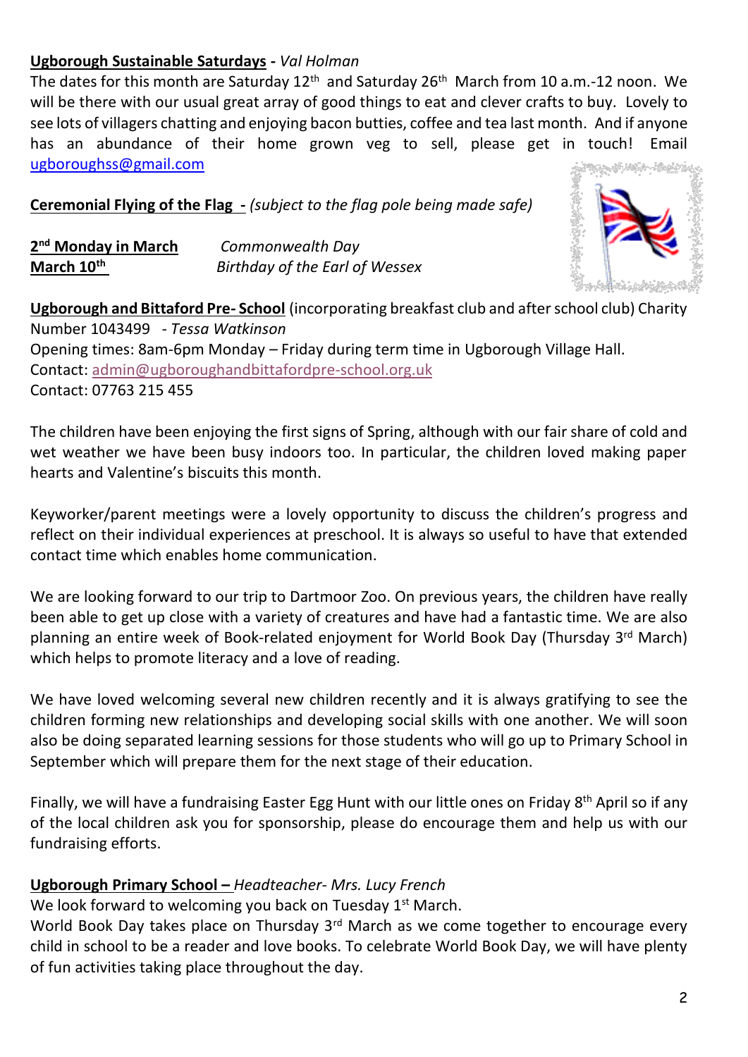**Ugborough Sustainable Saturdays** - *Val Holman*

The dates for this month are Saturday 12th and Saturday 26th March from 10 a.m.-12 noon. We will be there with our usual great array of good things to eat and clever crafts to buy. Lovely to see lots of villagers chatting and enjoying bacon butties, coffee and tea last month. And if anyone has an abundance of their home grown veg to sell, please get in touch! Email ugboroughss@gmail.com

**Ceremonial Flying of the Flag** - *(subject to the flag pole being made safe)*

| | |
|---|---|
| **2nd Monday in March** | *Commonwealth Day* |
| **March 10th** | *Birthday of the Earl of Wessex* |

**Ugborough and Bittaford Pre- School** (incorporating breakfast club and after school club) Charity Number 1043499 - *Tessa Watkinson*

Opening times: 8am-6pm Monday – Friday during term time in Ugborough Village Hall.

Contact: admin@ugboroughandbittafordpre-school.org.uk

Contact: 07763 215 455

The children have been enjoying the first signs of Spring, although with our fair share of cold and wet weather we have been busy indoors too. In particular, the children loved making paper hearts and Valentine's biscuits this month.

Keyworker/parent meetings were a lovely opportunity to discuss the children's progress and reflect on their individual experiences at preschool. It is always so useful to have that extended contact time which enables home communication.

We are looking forward to our trip to Dartmoor Zoo. On previous years, the children have really been able to get up close with a variety of creatures and have had a fantastic time. We are also planning an entire week of Book-related enjoyment for World Book Day (Thursday 3rd March) which helps to promote literacy and a love of reading.

We have loved welcoming several new children recently and it is always gratifying to see the children forming new relationships and developing social skills with one another. We will soon also be doing separated learning sessions for those students who will go up to Primary School in September which will prepare them for the next stage of their education.

Finally, we will have a fundraising Easter Egg Hunt with our little ones on Friday 8th April so if any of the local children ask you for sponsorship, please do encourage them and help us with our fundraising efforts.

**Ugborough Primary School –** *Headteacher- Mrs. Lucy French*

We look forward to welcoming you back on Tuesday 1st March.

World Book Day takes place on Thursday 3rd March as we come together to encourage every child in school to be a reader and love books. To celebrate World Book Day, we will have plenty of fun activities taking place throughout the day.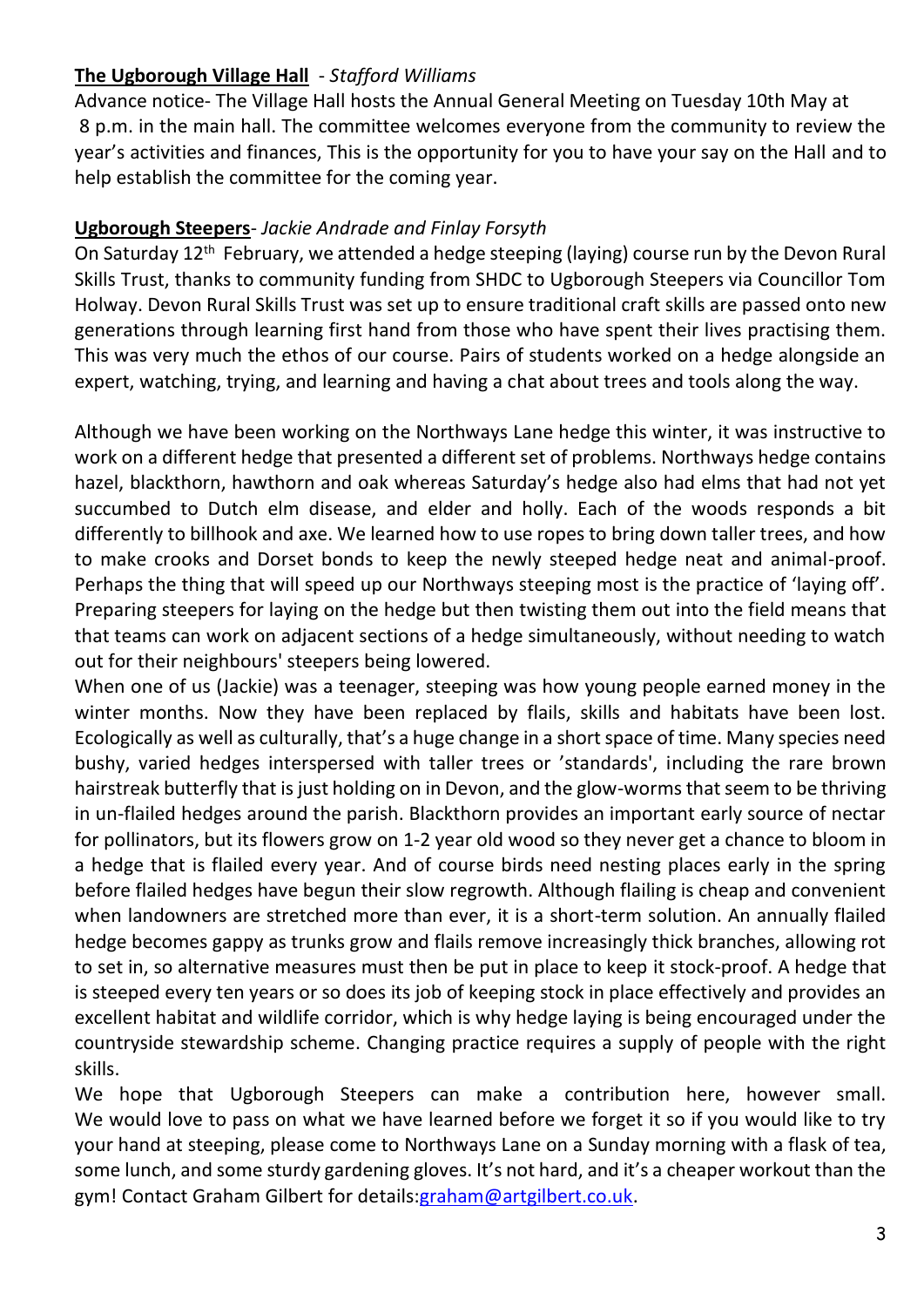**The Ugborough Village Hall** - *Stafford Williams*

Advance notice- The Village Hall hosts the Annual General Meeting on Tuesday 10th May at 8 p.m. in the main hall. The committee welcomes everyone from the community to review the year's activities and finances, This is the opportunity for you to have your say on the Hall and to help establish the committee for the coming year.

**Ugborough Steepers**- *Jackie Andrade and Finlay Forsyth*

On Saturday 12th February, we attended a hedge steeping (laying) course run by the Devon Rural Skills Trust, thanks to community funding from SHDC to Ugborough Steepers via Councillor Tom Holway. Devon Rural Skills Trust was set up to ensure traditional craft skills are passed onto new generations through learning first hand from those who have spent their lives practising them. This was very much the ethos of our course. Pairs of students worked on a hedge alongside an expert, watching, trying, and learning and having a chat about trees and tools along the way.

Although we have been working on the Northways Lane hedge this winter, it was instructive to work on a different hedge that presented a different set of problems. Northways hedge contains hazel, blackthorn, hawthorn and oak whereas Saturday's hedge also had elms that had not yet succumbed to Dutch elm disease, and elder and holly. Each of the woods responds a bit differently to billhook and axe. We learned how to use ropes to bring down taller trees, and how to make crooks and Dorset bonds to keep the newly steeped hedge neat and animal-proof. Perhaps the thing that will speed up our Northways steeping most is the practice of 'laying off'. Preparing steepers for laying on the hedge but then twisting them out into the field means that that teams can work on adjacent sections of a hedge simultaneously, without needing to watch out for their neighbours' steepers being lowered.

When one of us (Jackie) was a teenager, steeping was how young people earned money in the winter months. Now they have been replaced by flails, skills and habitats have been lost. Ecologically as well as culturally, that's a huge change in a short space of time. Many species need bushy, varied hedges interspersed with taller trees or 'standards', including the rare brown hairstreak butterfly that is just holding on in Devon, and the glow-worms that seem to be thriving in un-flailed hedges around the parish. Blackthorn provides an important early source of nectar for pollinators, but its flowers grow on 1-2 year old wood so they never get a chance to bloom in a hedge that is flailed every year. And of course birds need nesting places early in the spring before flailed hedges have begun their slow regrowth. Although flailing is cheap and convenient when landowners are stretched more than ever, it is a short-term solution. An annually flailed hedge becomes gappy as trunks grow and flails remove increasingly thick branches, allowing rot to set in, so alternative measures must then be put in place to keep it stock-proof. A hedge that is steeped every ten years or so does its job of keeping stock in place effectively and provides an excellent habitat and wildlife corridor, which is why hedge laying is being encouraged under the countryside stewardship scheme. Changing practice requires a supply of people with the right skills.

We hope that Ugborough Steepers can make a contribution here, however small. We would love to pass on what we have learned before we forget it so if you would like to try your hand at steeping, please come to Northways Lane on a Sunday morning with a flask of tea, some lunch, and some sturdy gardening gloves. It's not hard, and it's a cheaper workout than the gym! Contact Graham Gilbert for details:graham@artgilbert.co.uk.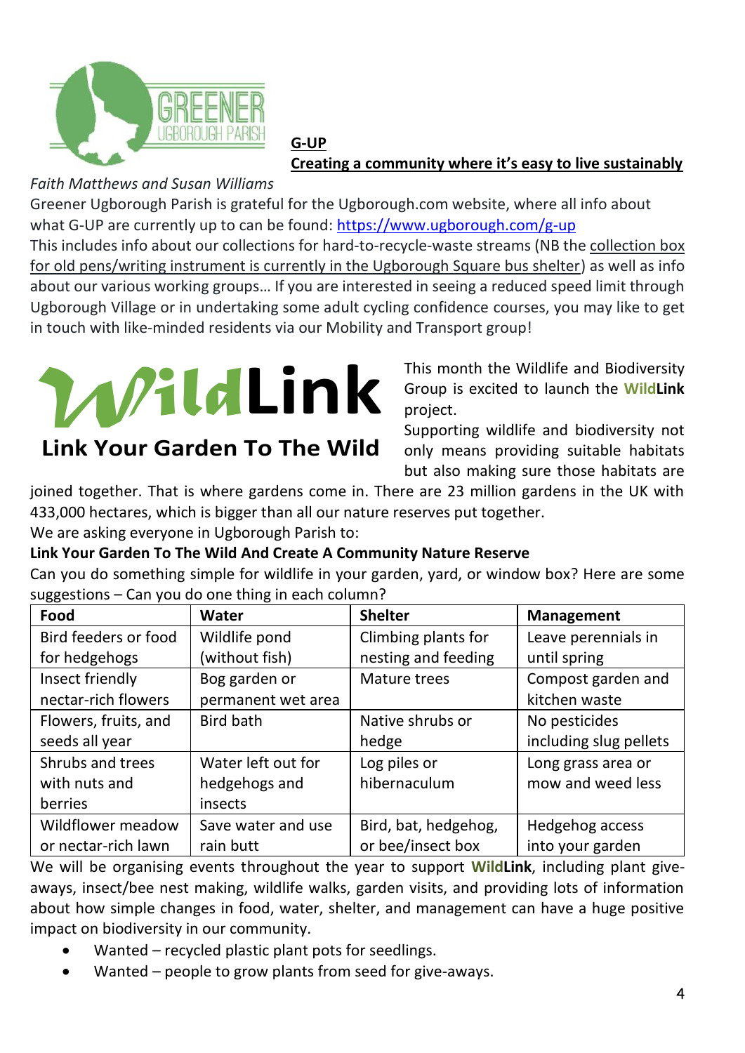**G-UP**

**Creating a community where it's easy to live sustainably**

*Faith Matthews and Susan Williams*

Greener Ugborough Parish is grateful for the Ugborough.com website, where all info about what G-UP are currently up to can be found: https://www.ugborough.com/g-up

This includes info about our collections for hard-to-recycle-waste streams (NB the collection box for old pens/writing instrument is currently in the Ugborough Square bus shelter) as well as info about our various working groups… If you are interested in seeing a reduced speed limit through Ugborough Village or in undertaking some adult cycling confidence courses, you may like to get in touch with like-minded residents via our Mobility and Transport group!

# WildLink

**Link Your Garden To The Wild**

This month the Wildlife and Biodiversity Group is excited to launch the **WildLink** project.

Supporting wildlife and biodiversity not only means providing suitable habitats but also making sure those habitats are joined together. That is where gardens come in. There are 23 million gardens in the UK with 433,000 hectares, which is bigger than all our nature reserves put together.

We are asking everyone in Ugborough Parish to:

**Link Your Garden To The Wild And Create A Community Nature Reserve**

Can you do something simple for wildlife in your garden, yard, or window box? Here are some suggestions – Can you do one thing in each column?

| Food | Water | Shelter | Management |
|---|---|---|---|
| Bird feeders or food for hedgehogs | Wildlife pond (without fish) | Climbing plants for nesting and feeding | Leave perennials in until spring |
| Insect friendly nectar-rich flowers | Bog garden or permanent wet area | Mature trees | Compost garden and kitchen waste |
| Flowers, fruits, and seeds all year | Bird bath | Native shrubs or hedge | No pesticides including slug pellets |
| Shrubs and trees with nuts and berries | Water left out for hedgehogs and insects | Log piles or hibernaculum | Long grass area or mow and weed less |
| Wildflower meadow or nectar-rich lawn | Save water and use rain butt | Bird, bat, hedgehog, or bee/insect box | Hedgehog access into your garden |

We will be organising events throughout the year to support **WildLink**, including plant give-aways, insect/bee nest making, wildlife walks, garden visits, and providing lots of information about how simple changes in food, water, shelter, and management can have a huge positive impact on biodiversity in our community.

- Wanted – recycled plastic plant pots for seedlings.
- Wanted – people to grow plants from seed for give-aways.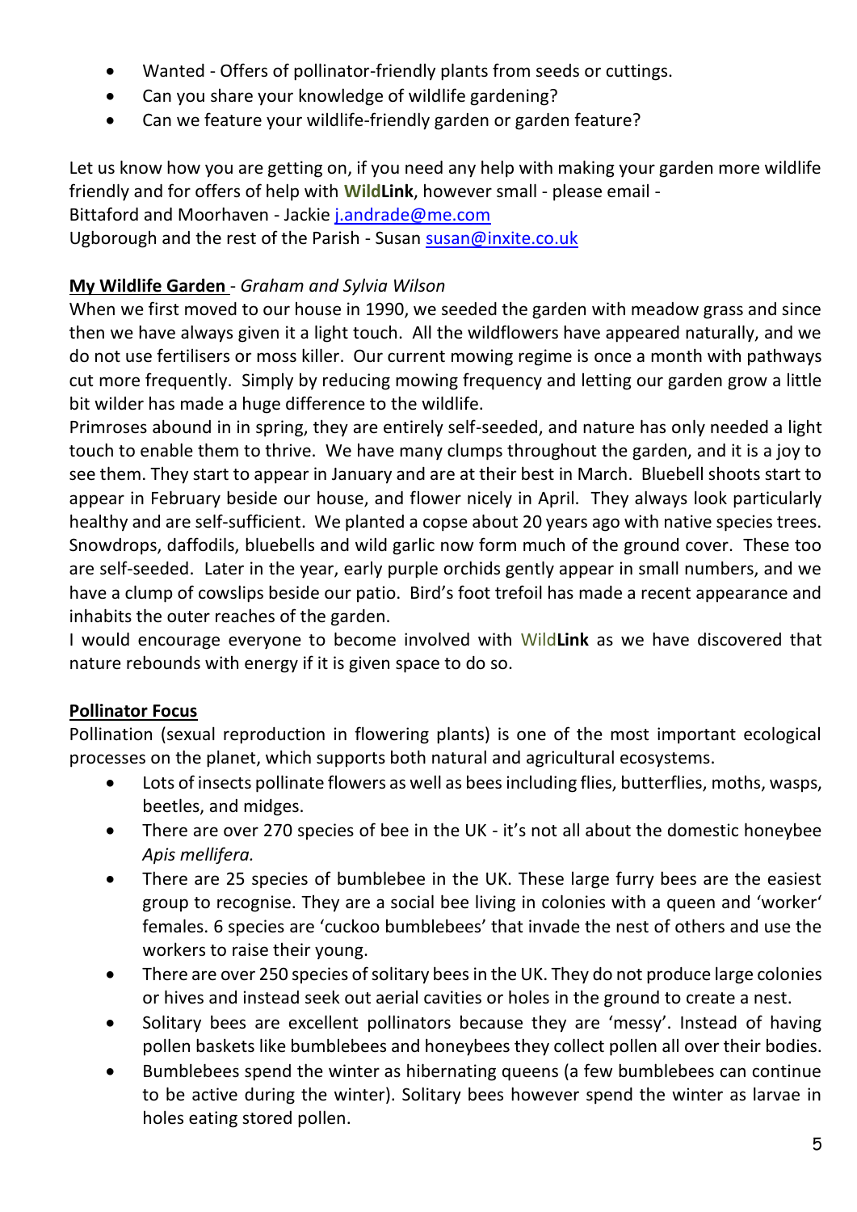- Wanted - Offers of pollinator-friendly plants from seeds or cuttings.
- Can you share your knowledge of wildlife gardening?
- Can we feature your wildlife-friendly garden or garden feature?

Let us know how you are getting on, if you need any help with making your garden more wildlife friendly and for offers of help with **WildLink**, however small - please email -
Bittaford and Moorhaven - Jackie j.andrade@me.com
Ugborough and the rest of the Parish - Susan susan@inxite.co.uk

**My Wildlife Garden** - *Graham and Sylvia Wilson*

When we first moved to our house in 1990, we seeded the garden with meadow grass and since then we have always given it a light touch. All the wildflowers have appeared naturally, and we do not use fertilisers or moss killer. Our current mowing regime is once a month with pathways cut more frequently. Simply by reducing mowing frequency and letting our garden grow a little bit wilder has made a huge difference to the wildlife.

Primroses abound in in spring, they are entirely self-seeded, and nature has only needed a light touch to enable them to thrive. We have many clumps throughout the garden, and it is a joy to see them. They start to appear in January and are at their best in March. Bluebell shoots start to appear in February beside our house, and flower nicely in April. They always look particularly healthy and are self-sufficient. We planted a copse about 20 years ago with native species trees. Snowdrops, daffodils, bluebells and wild garlic now form much of the ground cover. These too are self-seeded. Later in the year, early purple orchids gently appear in small numbers, and we have a clump of cowslips beside our patio. Bird's foot trefoil has made a recent appearance and inhabits the outer reaches of the garden.

I would encourage everyone to become involved with Wild**Link** as we have discovered that nature rebounds with energy if it is given space to do so.

**Pollinator Focus**

Pollination (sexual reproduction in flowering plants) is one of the most important ecological processes on the planet, which supports both natural and agricultural ecosystems.

- Lots of insects pollinate flowers as well as bees including flies, butterflies, moths, wasps, beetles, and midges.
- There are over 270 species of bee in the UK - it's not all about the domestic honeybee *Apis mellifera.*
- There are 25 species of bumblebee in the UK. These large furry bees are the easiest group to recognise. They are a social bee living in colonies with a queen and 'worker' females. 6 species are 'cuckoo bumblebees' that invade the nest of others and use the workers to raise their young.
- There are over 250 species of solitary bees in the UK. They do not produce large colonies or hives and instead seek out aerial cavities or holes in the ground to create a nest.
- Solitary bees are excellent pollinators because they are 'messy'. Instead of having pollen baskets like bumblebees and honeybees they collect pollen all over their bodies.
- Bumblebees spend the winter as hibernating queens (a few bumblebees can continue to be active during the winter). Solitary bees however spend the winter as larvae in holes eating stored pollen.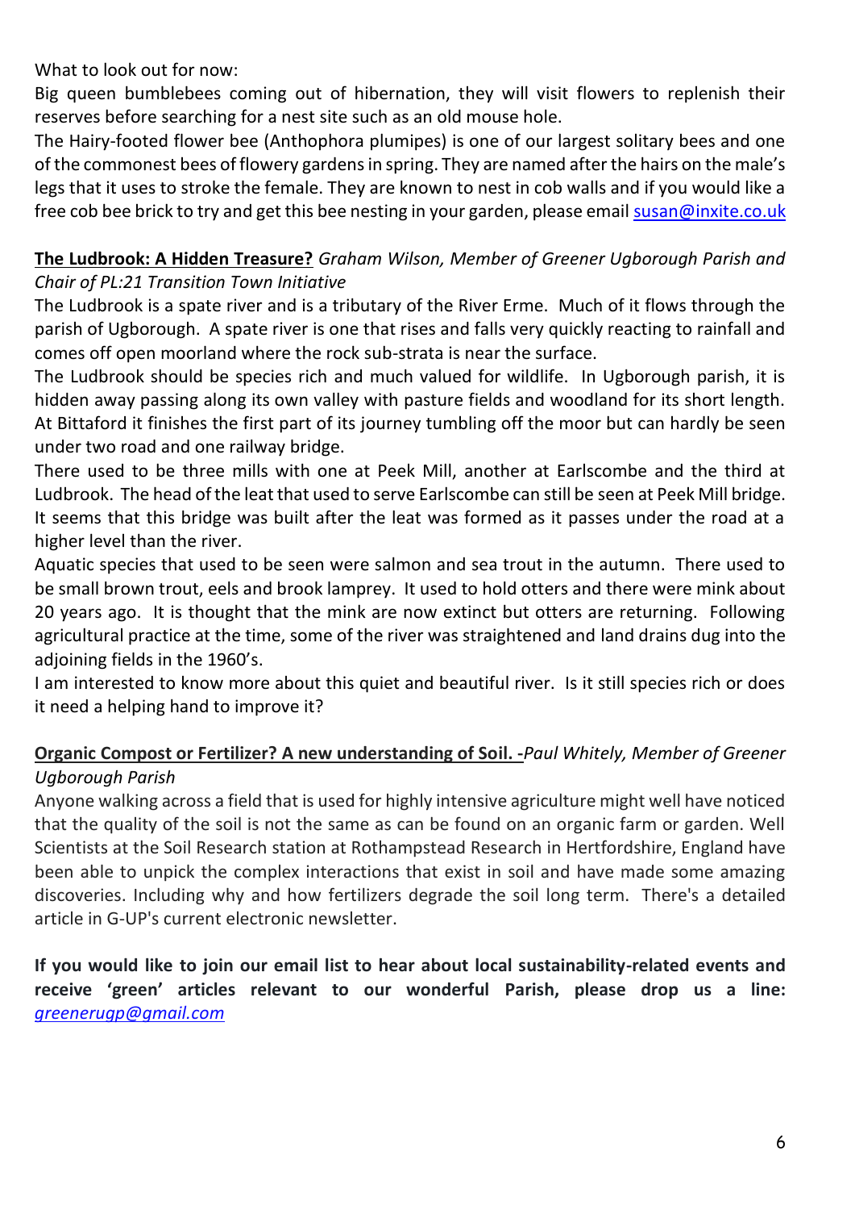What to look out for now:

Big queen bumblebees coming out of hibernation, they will visit flowers to replenish their reserves before searching for a nest site such as an old mouse hole.

The Hairy-footed flower bee (Anthophora plumipes) is one of our largest solitary bees and one of the commonest bees of flowery gardens in spring. They are named after the hairs on the male's legs that it uses to stroke the female. They are known to nest in cob walls and if you would like a free cob bee brick to try and get this bee nesting in your garden, please email susan@inxite.co.uk

**The Ludbrook: A Hidden Treasure?** *Graham Wilson, Member of Greener Ugborough Parish and Chair of PL:21 Transition Town Initiative*

The Ludbrook is a spate river and is a tributary of the River Erme. Much of it flows through the parish of Ugborough. A spate river is one that rises and falls very quickly reacting to rainfall and comes off open moorland where the rock sub-strata is near the surface.

The Ludbrook should be species rich and much valued for wildlife. In Ugborough parish, it is hidden away passing along its own valley with pasture fields and woodland for its short length. At Bittaford it finishes the first part of its journey tumbling off the moor but can hardly be seen under two road and one railway bridge.

There used to be three mills with one at Peek Mill, another at Earlscombe and the third at Ludbrook. The head of the leat that used to serve Earlscombe can still be seen at Peek Mill bridge. It seems that this bridge was built after the leat was formed as it passes under the road at a higher level than the river.

Aquatic species that used to be seen were salmon and sea trout in the autumn. There used to be small brown trout, eels and brook lamprey. It used to hold otters and there were mink about 20 years ago. It is thought that the mink are now extinct but otters are returning. Following agricultural practice at the time, some of the river was straightened and land drains dug into the adjoining fields in the 1960's.

I am interested to know more about this quiet and beautiful river. Is it still species rich or does it need a helping hand to improve it?

**Organic Compost or Fertilizer? A new understanding of Soil.** -*Paul Whitely, Member of Greener Ugborough Parish*

Anyone walking across a field that is used for highly intensive agriculture might well have noticed that the quality of the soil is not the same as can be found on an organic farm or garden. Well Scientists at the Soil Research station at Rothampstead Research in Hertfordshire, England have been able to unpick the complex interactions that exist in soil and have made some amazing discoveries. Including why and how fertilizers degrade the soil long term. There's a detailed article in G-UP's current electronic newsletter.

**If you would like to join our email list to hear about local sustainability-related events and receive 'green' articles relevant to our wonderful Parish, please drop us a line:** *greenerugp@gmail.com*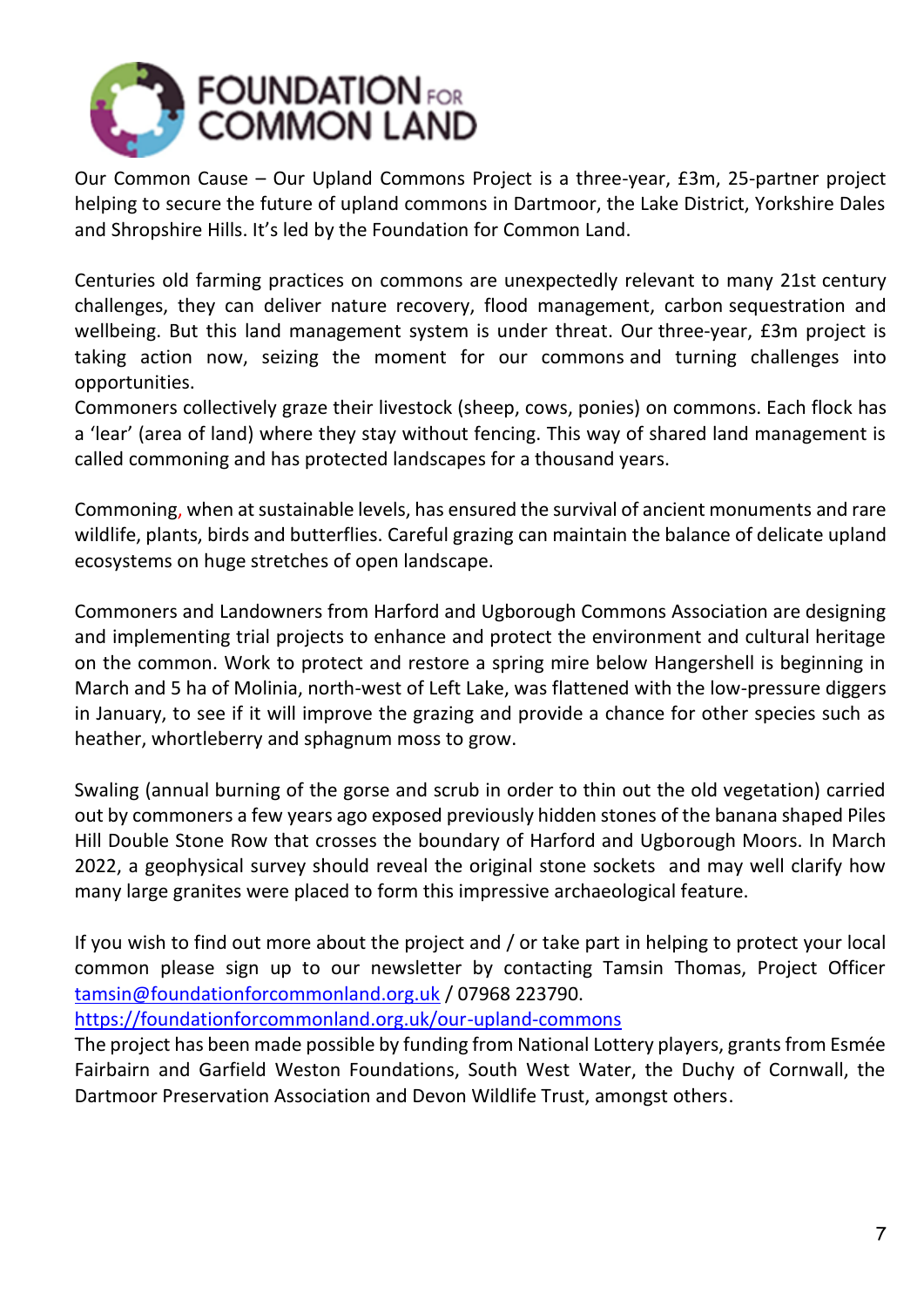# FOUNDATION FOR COMMON LAND

Our Common Cause – Our Upland Commons Project is a three-year, £3m, 25-partner project helping to secure the future of upland commons in Dartmoor, the Lake District, Yorkshire Dales and Shropshire Hills. It's led by the Foundation for Common Land.

Centuries old farming practices on commons are unexpectedly relevant to many 21st century challenges, they can deliver nature recovery, flood management, carbon sequestration and wellbeing. But this land management system is under threat. Our three-year, £3m project is taking action now, seizing the moment for our commons and turning challenges into opportunities.

Commoners collectively graze their livestock (sheep, cows, ponies) on commons. Each flock has a 'lear' (area of land) where they stay without fencing. This way of shared land management is called commoning and has protected landscapes for a thousand years.

Commoning, when at sustainable levels, has ensured the survival of ancient monuments and rare wildlife, plants, birds and butterflies. Careful grazing can maintain the balance of delicate upland ecosystems on huge stretches of open landscape.

Commoners and Landowners from Harford and Ugborough Commons Association are designing and implementing trial projects to enhance and protect the environment and cultural heritage on the common. Work to protect and restore a spring mire below Hangershell is beginning in March and 5 ha of Molinia, north-west of Left Lake, was flattened with the low-pressure diggers in January, to see if it will improve the grazing and provide a chance for other species such as heather, whortleberry and sphagnum moss to grow.

Swaling (annual burning of the gorse and scrub in order to thin out the old vegetation) carried out by commoners a few years ago exposed previously hidden stones of the banana shaped Piles Hill Double Stone Row that crosses the boundary of Harford and Ugborough Moors. In March 2022, a geophysical survey should reveal the original stone sockets and may well clarify how many large granites were placed to form this impressive archaeological feature.

If you wish to find out more about the project and / or take part in helping to protect your local common please sign up to our newsletter by contacting Tamsin Thomas, Project Officer tamsin@foundationforcommonland.org.uk / 07968 223790.
https://foundationforcommonland.org.uk/our-upland-commons
The project has been made possible by funding from National Lottery players, grants from Esmée Fairbairn and Garfield Weston Foundations, South West Water, the Duchy of Cornwall, the Dartmoor Preservation Association and Devon Wildlife Trust, amongst others.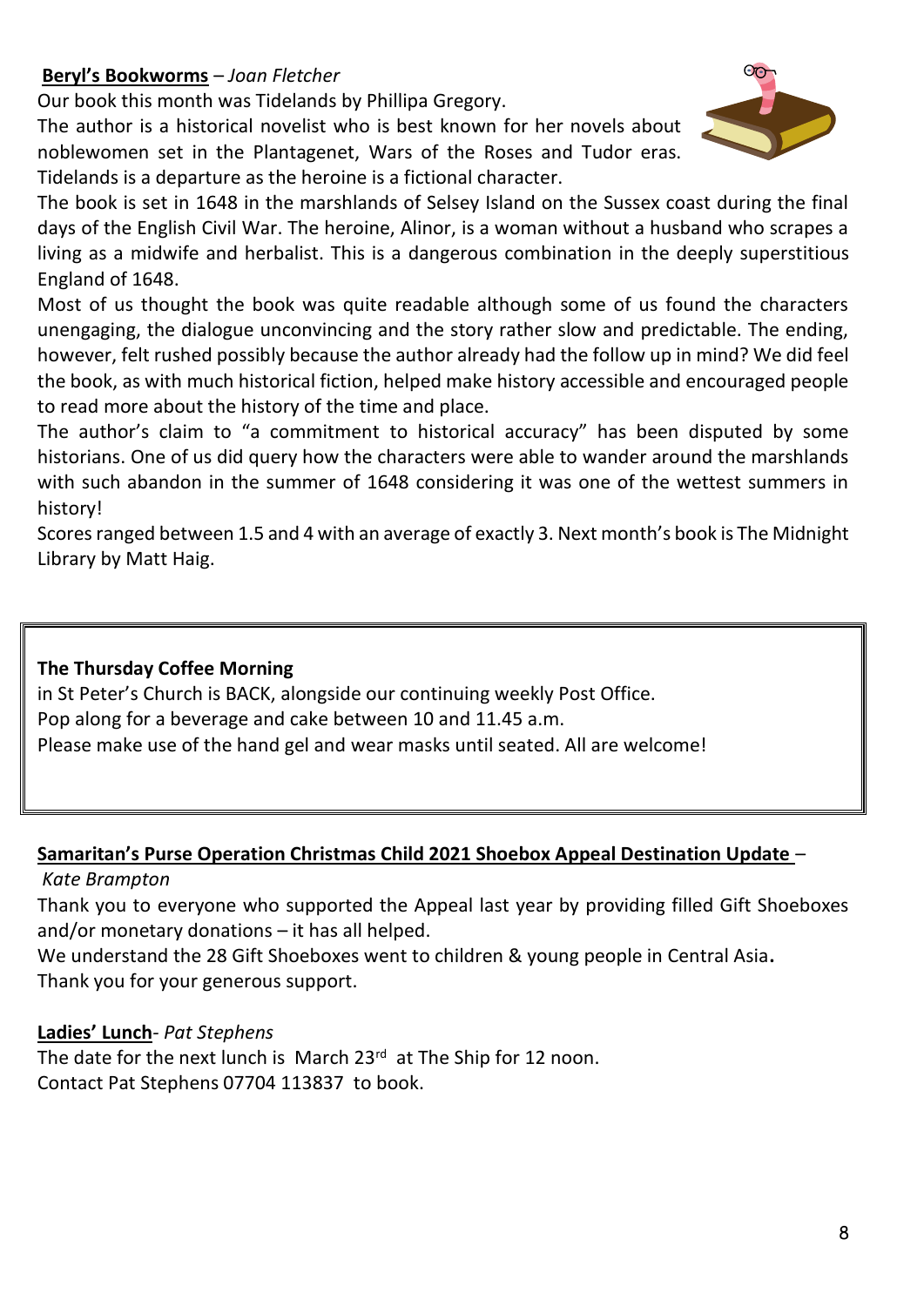**Beryl's Bookworms** – *Joan Fletcher*

Our book this month was Tidelands by Phillipa Gregory.
The author is a historical novelist who is best known for her novels about noblewomen set in the Plantagenet, Wars of the Roses and Tudor eras. Tidelands is a departure as the heroine is a fictional character.
The book is set in 1648 in the marshlands of Selsey Island on the Sussex coast during the final days of the English Civil War. The heroine, Alinor, is a woman without a husband who scrapes a living as a midwife and herbalist. This is a dangerous combination in the deeply superstitious England of 1648.
Most of us thought the book was quite readable although some of us found the characters unengaging, the dialogue unconvincing and the story rather slow and predictable. The ending, however, felt rushed possibly because the author already had the follow up in mind? We did feel the book, as with much historical fiction, helped make history accessible and encouraged people to read more about the history of the time and place.
The author's claim to "a commitment to historical accuracy" has been disputed by some historians. One of us did query how the characters were able to wander around the marshlands with such abandon in the summer of 1648 considering it was one of the wettest summers in history!
Scores ranged between 1.5 and 4 with an average of exactly 3. Next month's book is The Midnight Library by Matt Haig.

**The Thursday Coffee Morning**
in St Peter's Church is BACK, alongside our continuing weekly Post Office.
Pop along for a beverage and cake between 10 and 11.45 a.m.
Please make use of the hand gel and wear masks until seated. All are welcome!

**Samaritan's Purse Operation Christmas Child 2021 Shoebox Appeal Destination Update** –
*Kate Brampton*

Thank you to everyone who supported the Appeal last year by providing filled Gift Shoeboxes and/or monetary donations – it has all helped.
We understand the 28 Gift Shoeboxes went to children & young people in Central Asia**.**
Thank you for your generous support.

**Ladies' Lunch**- *Pat Stephens*

The date for the next lunch is March 23rd at The Ship for 12 noon.
Contact Pat Stephens 07704 113837 to book.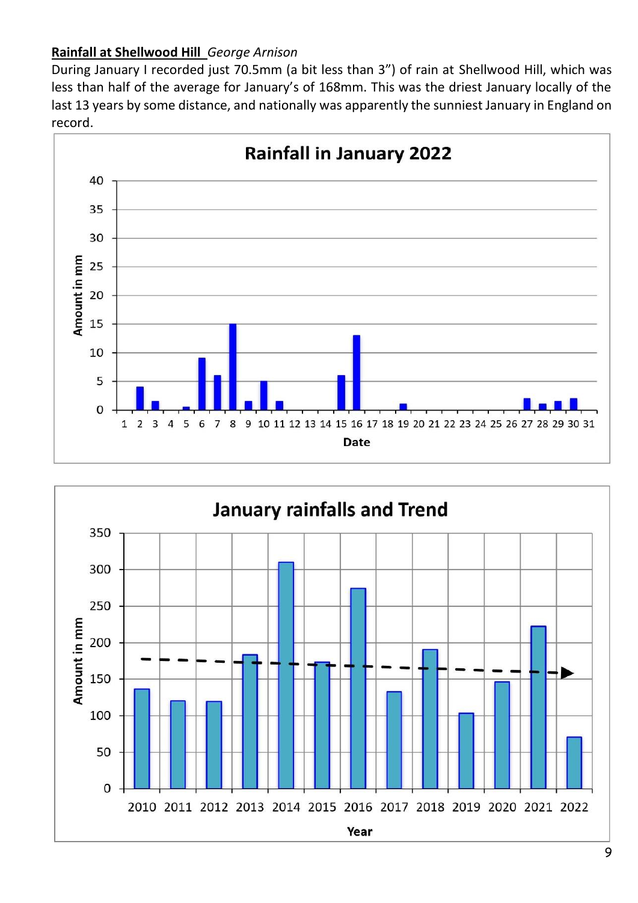**Rainfall at Shellwood Hill** *George Arnison*

During January I recorded just 70.5mm (a bit less than 3") of rain at Shellwood Hill, which was less than half of the average for January's of 168mm. This was the driest January locally of the last 13 years by some distance, and nationally was apparently the sunniest January in England on record.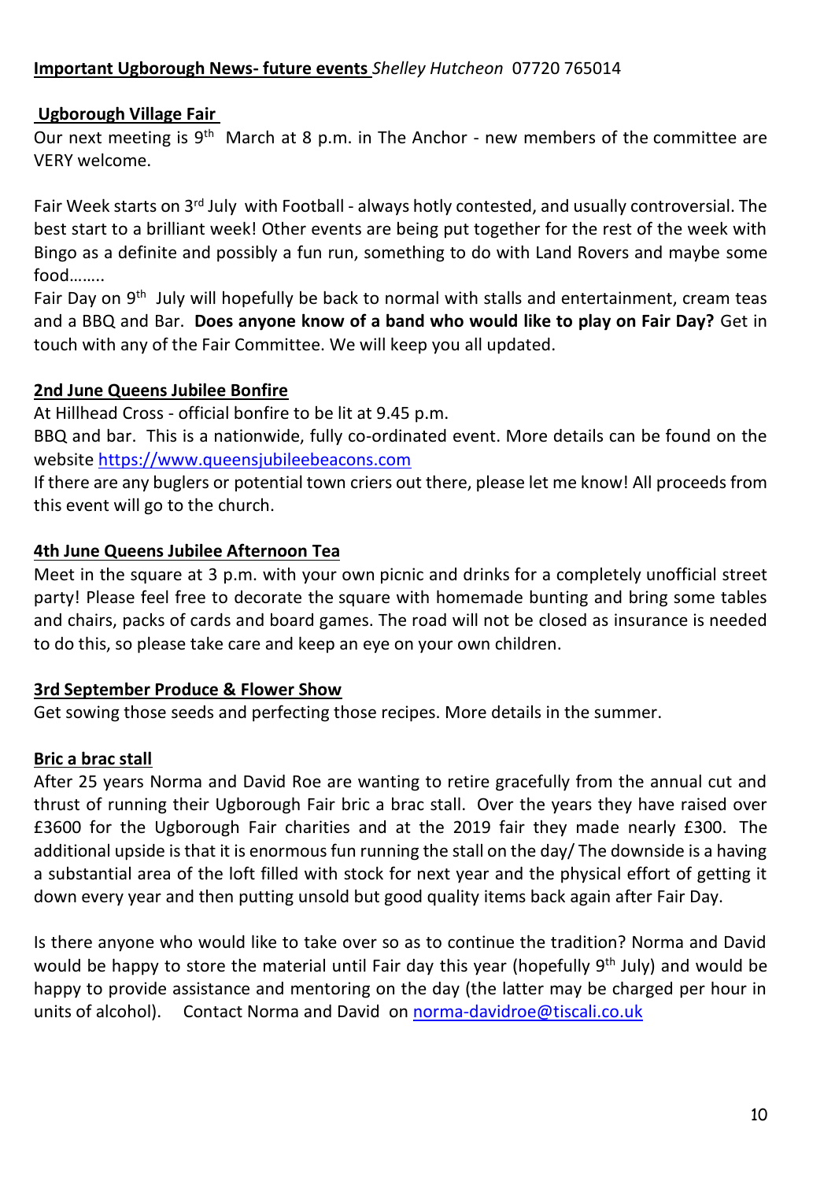**Important Ugborough News- future events** *Shelley Hutcheon* 07720 765014

**Ugborough Village Fair**

Our next meeting is 9th March at 8 p.m. in The Anchor - new members of the committee are VERY welcome.

Fair Week starts on 3rd July with Football - always hotly contested, and usually controversial. The best start to a brilliant week! Other events are being put together for the rest of the week with Bingo as a definite and possibly a fun run, something to do with Land Rovers and maybe some food……..

Fair Day on 9th July will hopefully be back to normal with stalls and entertainment, cream teas and a BBQ and Bar. **Does anyone know of a band who would like to play on Fair Day?** Get in touch with any of the Fair Committee. We will keep you all updated.

**2nd June Queens Jubilee Bonfire**

At Hillhead Cross - official bonfire to be lit at 9.45 p.m.

BBQ and bar. This is a nationwide, fully co-ordinated event. More details can be found on the website https://www.queensjubileebeacons.com

If there are any buglers or potential town criers out there, please let me know! All proceeds from this event will go to the church.

**4th June Queens Jubilee Afternoon Tea**

Meet in the square at 3 p.m. with your own picnic and drinks for a completely unofficial street party! Please feel free to decorate the square with homemade bunting and bring some tables and chairs, packs of cards and board games. The road will not be closed as insurance is needed to do this, so please take care and keep an eye on your own children.

**3rd September Produce & Flower Show**

Get sowing those seeds and perfecting those recipes. More details in the summer.

**Bric a brac stall**

After 25 years Norma and David Roe are wanting to retire gracefully from the annual cut and thrust of running their Ugborough Fair bric a brac stall. Over the years they have raised over £3600 for the Ugborough Fair charities and at the 2019 fair they made nearly £300. The additional upside is that it is enormous fun running the stall on the day/ The downside is a having a substantial area of the loft filled with stock for next year and the physical effort of getting it down every year and then putting unsold but good quality items back again after Fair Day.

Is there anyone who would like to take over so as to continue the tradition? Norma and David would be happy to store the material until Fair day this year (hopefully 9th July) and would be happy to provide assistance and mentoring on the day (the latter may be charged per hour in units of alcohol). Contact Norma and David on norma-davidroe@tiscali.co.uk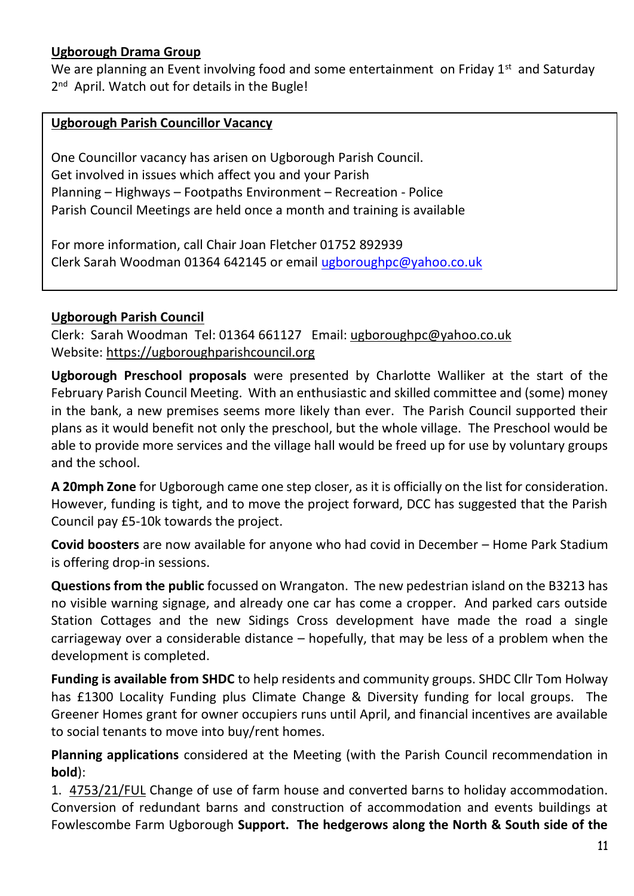**Ugborough Drama Group**

We are planning an Event involving food and some entertainment on Friday 1st and Saturday 2nd April. Watch out for details in the Bugle!

**Ugborough Parish Councillor Vacancy**

One Councillor vacancy has arisen on Ugborough Parish Council.
Get involved in issues which affect you and your Parish
Planning – Highways – Footpaths Environment – Recreation - Police
Parish Council Meetings are held once a month and training is available

For more information, call Chair Joan Fletcher 01752 892939
Clerk Sarah Woodman 01364 642145 or email ugboroughpc@yahoo.co.uk

**Ugborough Parish Council**

Clerk: Sarah Woodman Tel: 01364 661127 Email: ugboroughpc@yahoo.co.uk
Website: https://ugboroughparishcouncil.org

**Ugborough Preschool proposals** were presented by Charlotte Walliker at the start of the February Parish Council Meeting. With an enthusiastic and skilled committee and (some) money in the bank, a new premises seems more likely than ever. The Parish Council supported their plans as it would benefit not only the preschool, but the whole village. The Preschool would be able to provide more services and the village hall would be freed up for use by voluntary groups and the school.

**A 20mph Zone** for Ugborough came one step closer, as it is officially on the list for consideration. However, funding is tight, and to move the project forward, DCC has suggested that the Parish Council pay £5-10k towards the project.

**Covid boosters** are now available for anyone who had covid in December – Home Park Stadium is offering drop-in sessions.

**Questions from the public** focussed on Wrangaton. The new pedestrian island on the B3213 has no visible warning signage, and already one car has come a cropper. And parked cars outside Station Cottages and the new Sidings Cross development have made the road a single carriageway over a considerable distance – hopefully, that may be less of a problem when the development is completed.

**Funding is available from SHDC** to help residents and community groups. SHDC Cllr Tom Holway has £1300 Locality Funding plus Climate Change & Diversity funding for local groups. The Greener Homes grant for owner occupiers runs until April, and financial incentives are available to social tenants to move into buy/rent homes.

**Planning applications** considered at the Meeting (with the Parish Council recommendation in **bold**):

1. 4753/21/FUL Change of use of farm house and converted barns to holiday accommodation. Conversion of redundant barns and construction of accommodation and events buildings at Fowlescombe Farm Ugborough **Support. The hedgerows along the North & South side of the**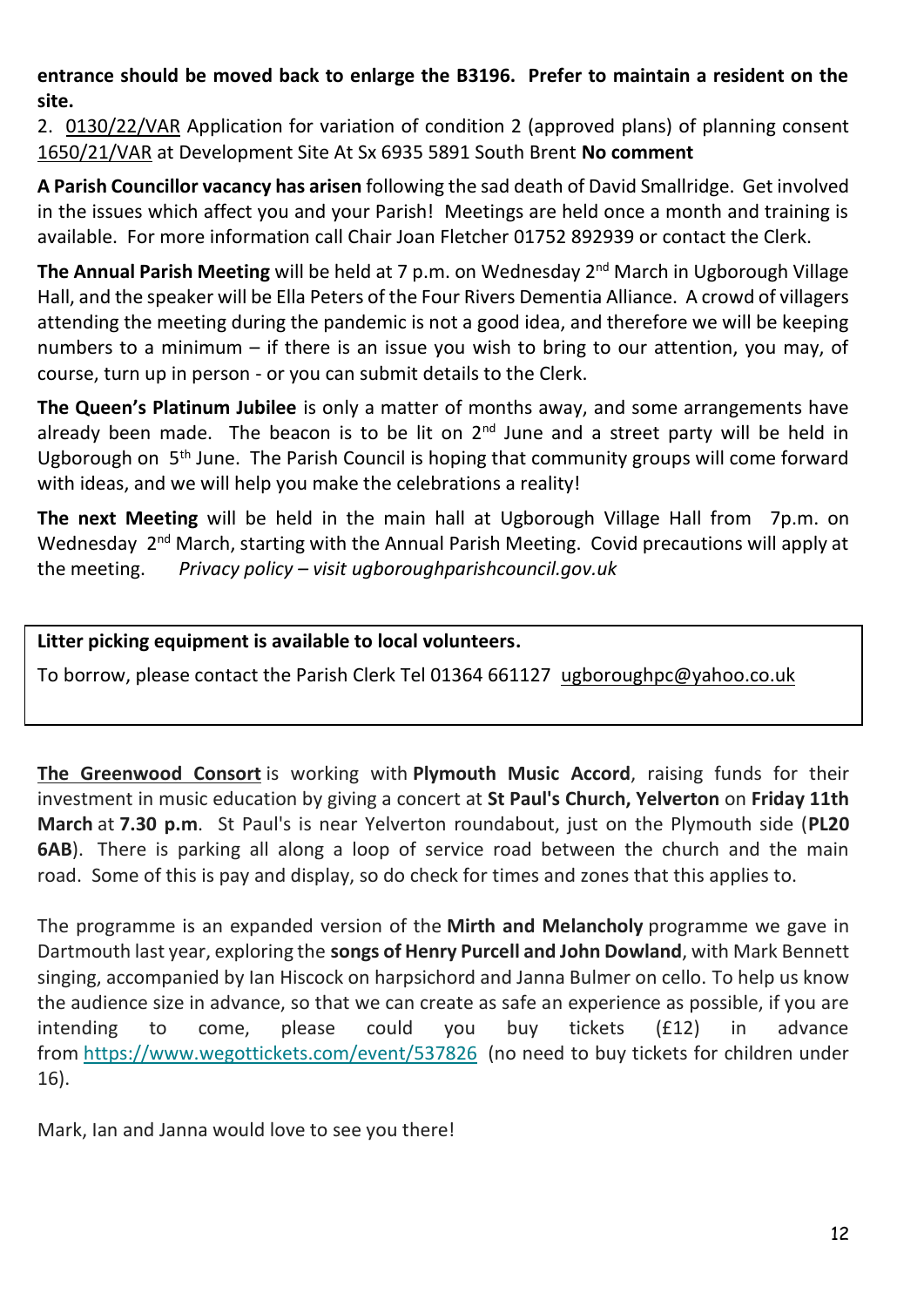**entrance should be moved back to enlarge the B3196. Prefer to maintain a resident on the site.**

2. 0130/22/VAR Application for variation of condition 2 (approved plans) of planning consent 1650/21/VAR at Development Site At Sx 6935 5891 South Brent **No comment**

**A Parish Councillor vacancy has arisen** following the sad death of David Smallridge. Get involved in the issues which affect you and your Parish! Meetings are held once a month and training is available. For more information call Chair Joan Fletcher 01752 892939 or contact the Clerk.

**The Annual Parish Meeting** will be held at 7 p.m. on Wednesday 2nd March in Ugborough Village Hall, and the speaker will be Ella Peters of the Four Rivers Dementia Alliance. A crowd of villagers attending the meeting during the pandemic is not a good idea, and therefore we will be keeping numbers to a minimum – if there is an issue you wish to bring to our attention, you may, of course, turn up in person - or you can submit details to the Clerk.

**The Queen's Platinum Jubilee** is only a matter of months away, and some arrangements have already been made. The beacon is to be lit on 2nd June and a street party will be held in Ugborough on 5th June. The Parish Council is hoping that community groups will come forward with ideas, and we will help you make the celebrations a reality!

**The next Meeting** will be held in the main hall at Ugborough Village Hall from 7p.m. on Wednesday 2nd March, starting with the Annual Parish Meeting. Covid precautions will apply at the meeting. *Privacy policy – visit ugboroughparishcouncil.gov.uk*

**Litter picking equipment is available to local volunteers.**

To borrow, please contact the Parish Clerk Tel 01364 661127 ugboroughpc@yahoo.co.uk

**The Greenwood Consort** is working with **Plymouth Music Accord**, raising funds for their investment in music education by giving a concert at **St Paul's Church, Yelverton** on **Friday 11th March** at **7.30 p.m**. St Paul's is near Yelverton roundabout, just on the Plymouth side (**PL20 6AB**). There is parking all along a loop of service road between the church and the main road. Some of this is pay and display, so do check for times and zones that this applies to.

The programme is an expanded version of the **Mirth and Melancholy** programme we gave in Dartmouth last year, exploring the **songs of Henry Purcell and John Dowland**, with Mark Bennett singing, accompanied by Ian Hiscock on harpsichord and Janna Bulmer on cello. To help us know the audience size in advance, so that we can create as safe an experience as possible, if you are intending to come, please could you buy tickets (£12) in advance from https://www.wegottickets.com/event/537826 (no need to buy tickets for children under 16).

Mark, Ian and Janna would love to see you there!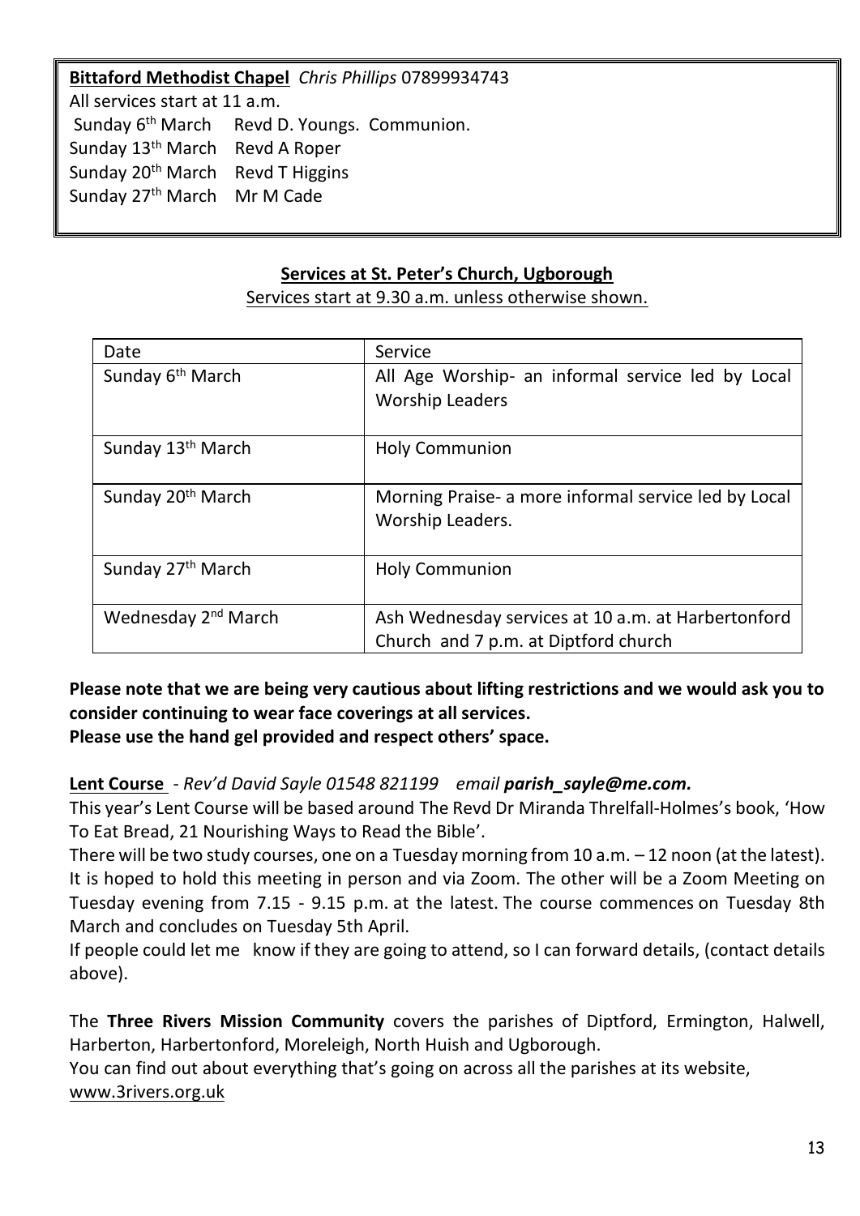**Bittaford Methodist Chapel** *Chris Phillips* 07899934743
All services start at 11 a.m.
Sunday 6th March Revd D. Youngs. Communion.
Sunday 13th March Revd A Roper
Sunday 20th March Revd T Higgins
Sunday 27th March Mr M Cade

## Services at St. Peter's Church, Ugborough

Services start at 9.30 a.m. unless otherwise shown.

| Date | Service |
|---|---|
| Sunday 6th March | All Age Worship- an informal service led by Local Worship Leaders |
| Sunday 13th March | Holy Communion |
| Sunday 20th March | Morning Praise- a more informal service led by Local Worship Leaders. |
| Sunday 27th March | Holy Communion |
| Wednesday 2nd March | Ash Wednesday services at 10 a.m. at Harbertonford Church and 7 p.m. at Diptford church |

**Please note that we are being very cautious about lifting restrictions and we would ask you to consider continuing to wear face coverings at all services.**
**Please use the hand gel provided and respect others' space.**

**Lent Course** - *Rev'd David Sayle 01548 821199 email **parish_sayle@me.com.***

This year's Lent Course will be based around The Revd Dr Miranda Threlfall-Holmes's book, 'How To Eat Bread, 21 Nourishing Ways to Read the Bible'.

There will be two study courses, one on a Tuesday morning from 10 a.m. – 12 noon (at the latest). It is hoped to hold this meeting in person and via Zoom. The other will be a Zoom Meeting on Tuesday evening from 7.15 - 9.15 p.m. at the latest. The course commences on Tuesday 8th March and concludes on Tuesday 5th April.

If people could let me know if they are going to attend, so I can forward details, (contact details above).

The **Three Rivers Mission Community** covers the parishes of Diptford, Ermington, Halwell, Harberton, Harbertonford, Moreleigh, North Huish and Ugborough.
You can find out about everything that's going on across all the parishes at its website, www.3rivers.org.uk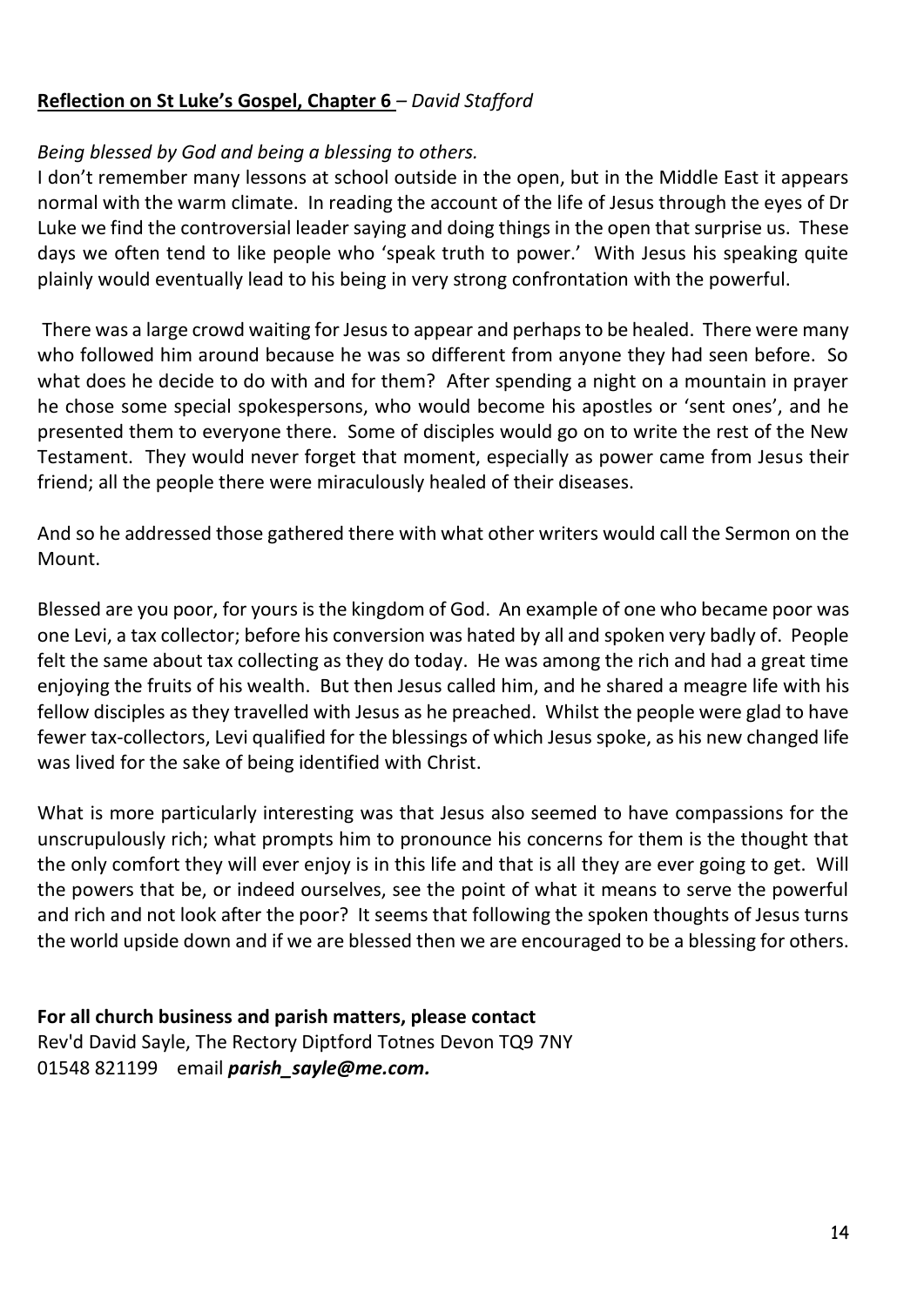**Reflection on St Luke's Gospel, Chapter 6** – *David Stafford*

*Being blessed by God and being a blessing to others.*

I don't remember many lessons at school outside in the open, but in the Middle East it appears normal with the warm climate. In reading the account of the life of Jesus through the eyes of Dr Luke we find the controversial leader saying and doing things in the open that surprise us. These days we often tend to like people who 'speak truth to power.' With Jesus his speaking quite plainly would eventually lead to his being in very strong confrontation with the powerful.

There was a large crowd waiting for Jesus to appear and perhaps to be healed. There were many who followed him around because he was so different from anyone they had seen before. So what does he decide to do with and for them? After spending a night on a mountain in prayer he chose some special spokespersons, who would become his apostles or 'sent ones', and he presented them to everyone there. Some of disciples would go on to write the rest of the New Testament. They would never forget that moment, especially as power came from Jesus their friend; all the people there were miraculously healed of their diseases.

And so he addressed those gathered there with what other writers would call the Sermon on the Mount.

Blessed are you poor, for yours is the kingdom of God. An example of one who became poor was one Levi, a tax collector; before his conversion was hated by all and spoken very badly of. People felt the same about tax collecting as they do today. He was among the rich and had a great time enjoying the fruits of his wealth. But then Jesus called him, and he shared a meagre life with his fellow disciples as they travelled with Jesus as he preached. Whilst the people were glad to have fewer tax-collectors, Levi qualified for the blessings of which Jesus spoke, as his new changed life was lived for the sake of being identified with Christ.

What is more particularly interesting was that Jesus also seemed to have compassions for the unscrupulously rich; what prompts him to pronounce his concerns for them is the thought that the only comfort they will ever enjoy is in this life and that is all they are ever going to get. Will the powers that be, or indeed ourselves, see the point of what it means to serve the powerful and rich and not look after the poor? It seems that following the spoken thoughts of Jesus turns the world upside down and if we are blessed then we are encouraged to be a blessing for others.

**For all church business and parish matters, please contact**
Rev'd David Sayle, The Rectory Diptford Totnes Devon TQ9 7NY
01548 821199 email ***parish_sayle@me.com.***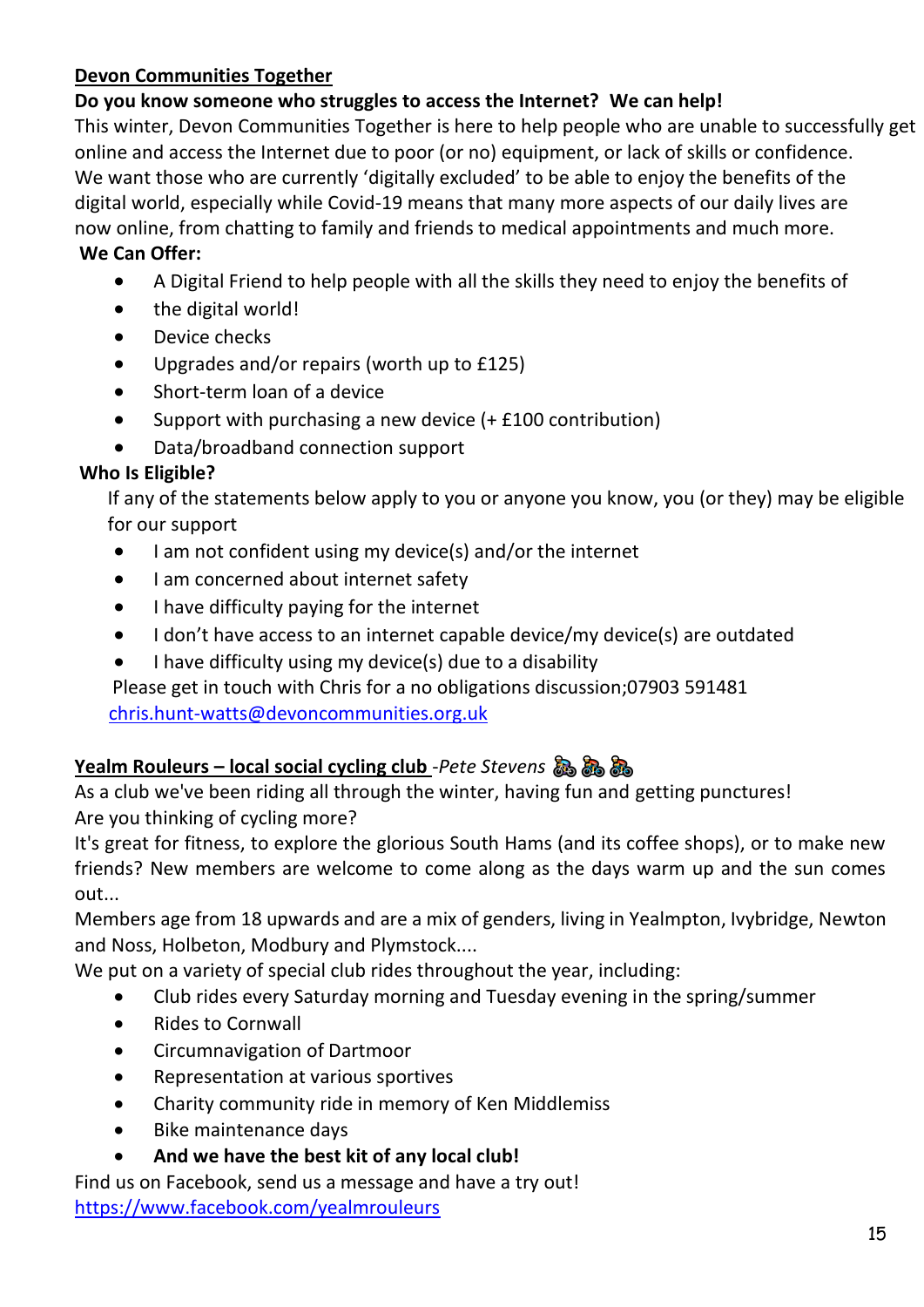## Devon Communities Together

**Do you know someone who struggles to access the Internet? We can help!**

This winter, Devon Communities Together is here to help people who are unable to successfully get online and access the Internet due to poor (or no) equipment, or lack of skills or confidence. We want those who are currently 'digitally excluded' to be able to enjoy the benefits of the digital world, especially while Covid-19 means that many more aspects of our daily lives are now online, from chatting to family and friends to medical appointments and much more.

**We Can Offer:**

- A Digital Friend to help people with all the skills they need to enjoy the benefits of
- the digital world!
- Device checks
- Upgrades and/or repairs (worth up to £125)
- Short-term loan of a device
- Support with purchasing a new device (+ £100 contribution)
- Data/broadband connection support

**Who Is Eligible?**

If any of the statements below apply to you or anyone you know, you (or they) may be eligible for our support

- I am not confident using my device(s) and/or the internet
- I am concerned about internet safety
- I have difficulty paying for the internet
- I don't have access to an internet capable device/my device(s) are outdated
- I have difficulty using my device(s) due to a disability

Please get in touch with Chris for a no obligations discussion;07903 591481
chris.hunt-watts@devoncommunities.org.uk

## Yealm Rouleurs – local social cycling club -*Pete Stevens* 🚴 🚴 🚴

As a club we've been riding all through the winter, having fun and getting punctures!

Are you thinking of cycling more?

It's great for fitness, to explore the glorious South Hams (and its coffee shops), or to make new friends? New members are welcome to come along as the days warm up and the sun comes out...

Members age from 18 upwards and are a mix of genders, living in Yealmpton, Ivybridge, Newton and Noss, Holbeton, Modbury and Plymstock....

We put on a variety of special club rides throughout the year, including:

- Club rides every Saturday morning and Tuesday evening in the spring/summer
- Rides to Cornwall
- Circumnavigation of Dartmoor
- Representation at various sportives
- Charity community ride in memory of Ken Middlemiss
- Bike maintenance days
- **And we have the best kit of any local club!**

Find us on Facebook, send us a message and have a try out!
https://www.facebook.com/yealmrouleurs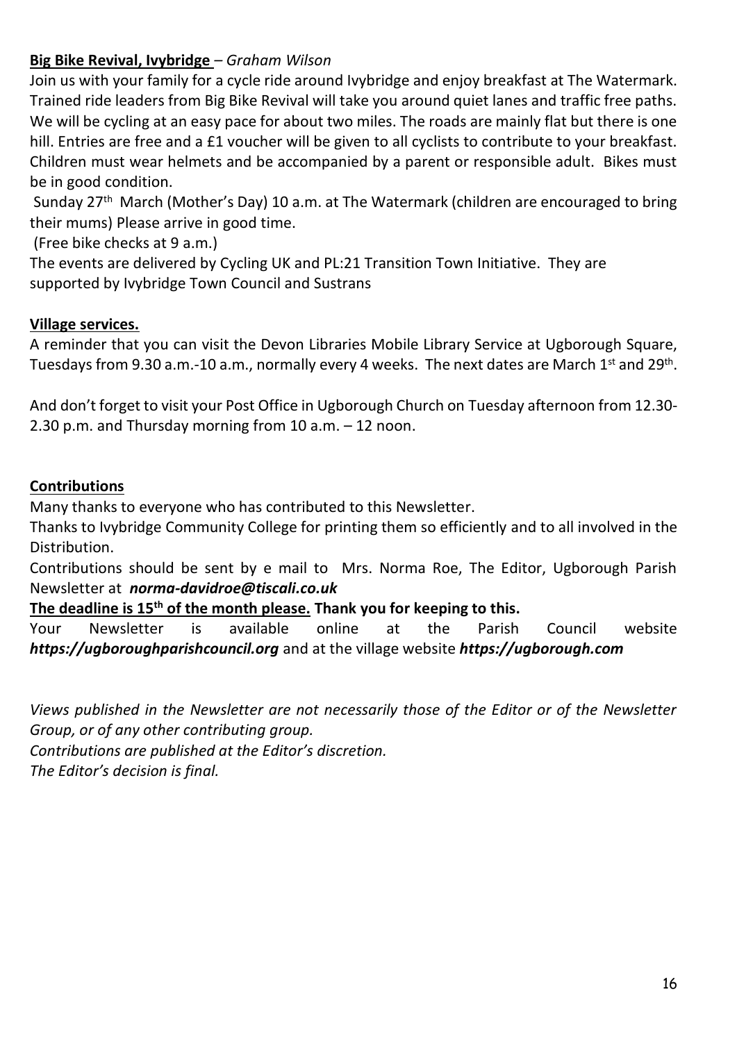**Big Bike Revival, Ivybridge** – *Graham Wilson*

Join us with your family for a cycle ride around Ivybridge and enjoy breakfast at The Watermark. Trained ride leaders from Big Bike Revival will take you around quiet lanes and traffic free paths. We will be cycling at an easy pace for about two miles. The roads are mainly flat but there is one hill. Entries are free and a £1 voucher will be given to all cyclists to contribute to your breakfast. Children must wear helmets and be accompanied by a parent or responsible adult. Bikes must be in good condition.

Sunday 27th March (Mother's Day) 10 a.m. at The Watermark (children are encouraged to bring their mums) Please arrive in good time.

(Free bike checks at 9 a.m.)

The events are delivered by Cycling UK and PL:21 Transition Town Initiative. They are supported by Ivybridge Town Council and Sustrans

**Village services.**

A reminder that you can visit the Devon Libraries Mobile Library Service at Ugborough Square, Tuesdays from 9.30 a.m.-10 a.m., normally every 4 weeks. The next dates are March 1st and 29th.

And don't forget to visit your Post Office in Ugborough Church on Tuesday afternoon from 12.30-2.30 p.m. and Thursday morning from 10 a.m. – 12 noon.

**Contributions**

Many thanks to everyone who has contributed to this Newsletter.

Thanks to Ivybridge Community College for printing them so efficiently and to all involved in the Distribution.

Contributions should be sent by e mail to Mrs. Norma Roe, The Editor, Ugborough Parish Newsletter at ***norma-davidroe@tiscali.co.uk***

**The deadline is 15th of the month please. Thank you for keeping to this.**

Your Newsletter is available online at the Parish Council website ***https://ugboroughparishcouncil.org*** and at the village website ***https://ugborough.com***

*Views published in the Newsletter are not necessarily those of the Editor or of the Newsletter Group, or of any other contributing group.*

*Contributions are published at the Editor's discretion.*

*The Editor's decision is final.*